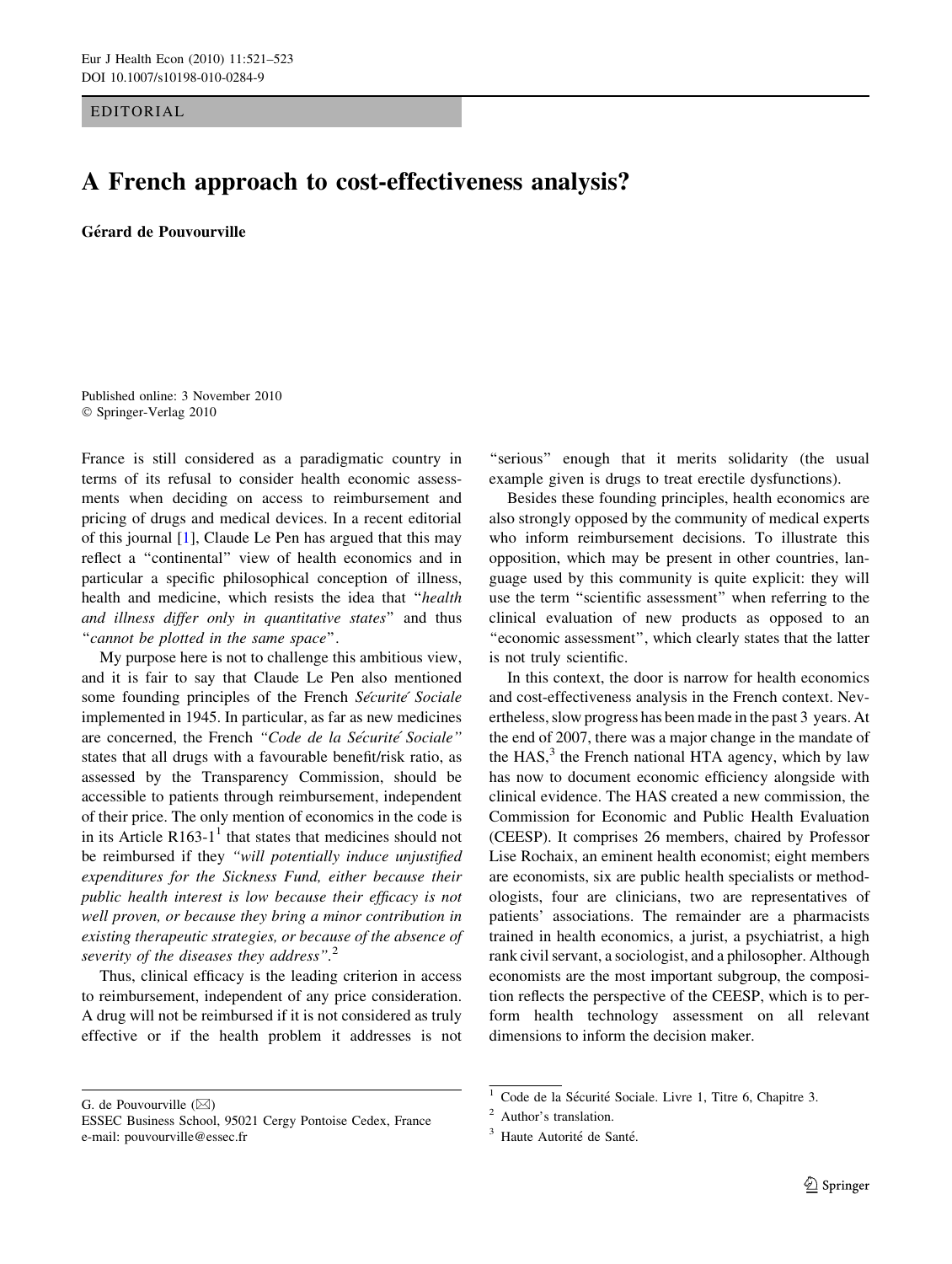EDITORIAL

# A French approach to cost-effectiveness analysis?

**Gérard de Pouvourville**

Published online: 3 November 2010
© Springer-Verlag 2010

France is still considered as a paradigmatic country in terms of its refusal to consider health economic assessments when deciding on access to reimbursement and pricing of drugs and medical devices. In a recent editorial of this journal [1], Claude Le Pen has argued that this may reflect a "continental" view of health economics and in particular a specific philosophical conception of illness, health and medicine, which resists the idea that "*health and illness differ only in quantitative states*" and thus "*cannot be plotted in the same space*".

My purpose here is not to challenge this ambitious view, and it is fair to say that Claude Le Pen also mentioned some founding principles of the French *Sécurité Sociale* implemented in 1945. In particular, as far as new medicines are concerned, the French *"Code de la Sécurité Sociale"* states that all drugs with a favourable benefit/risk ratio, as assessed by the Transparency Commission, should be accessible to patients through reimbursement, independent of their price. The only mention of economics in the code is in its Article R163-1[1] that states that medicines should not be reimbursed if they *"will potentially induce unjustified expenditures for the Sickness Fund, either because their public health interest is low because their efficacy is not well proven, or because they bring a minor contribution in existing therapeutic strategies, or because of the absence of severity of the diseases they address"*.[2]

Thus, clinical efficacy is the leading criterion in access to reimbursement, independent of any price consideration. A drug will not be reimbursed if it is not considered as truly effective or if the health problem it addresses is not "serious" enough that it merits solidarity (the usual example given is drugs to treat erectile dysfunctions).

Besides these founding principles, health economics are also strongly opposed by the community of medical experts who inform reimbursement decisions. To illustrate this opposition, which may be present in other countries, language used by this community is quite explicit: they will use the term "scientific assessment" when referring to the clinical evaluation of new products as opposed to an "economic assessment", which clearly states that the latter is not truly scientific.

In this context, the door is narrow for health economics and cost-effectiveness analysis in the French context. Nevertheless, slow progress has been made in the past 3 years. At the end of 2007, there was a major change in the mandate of the HAS,[3] the French national HTA agency, which by law has now to document economic efficiency alongside with clinical evidence. The HAS created a new commission, the Commission for Economic and Public Health Evaluation (CEESP). It comprises 26 members, chaired by Professor Lise Rochaix, an eminent health economist; eight members are economists, six are public health specialists or methodologists, four are clinicians, two are representatives of patients' associations. The remainder are a pharmacists trained in health economics, a jurist, a psychiatrist, a high rank civil servant, a sociologist, and a philosopher. Although economists are the most important subgroup, the composition reflects the perspective of the CEESP, which is to perform health technology assessment on all relevant dimensions to inform the decision maker.

G. de Pouvourville (✉)
ESSEC Business School, 95021 Cergy Pontoise Cedex, France
e-mail: pouvourville@essec.fr

[1] Code de la Sécurité Sociale. Livre 1, Titre 6, Chapitre 3.

[2] Author's translation.

[3] Haute Autorité de Santé.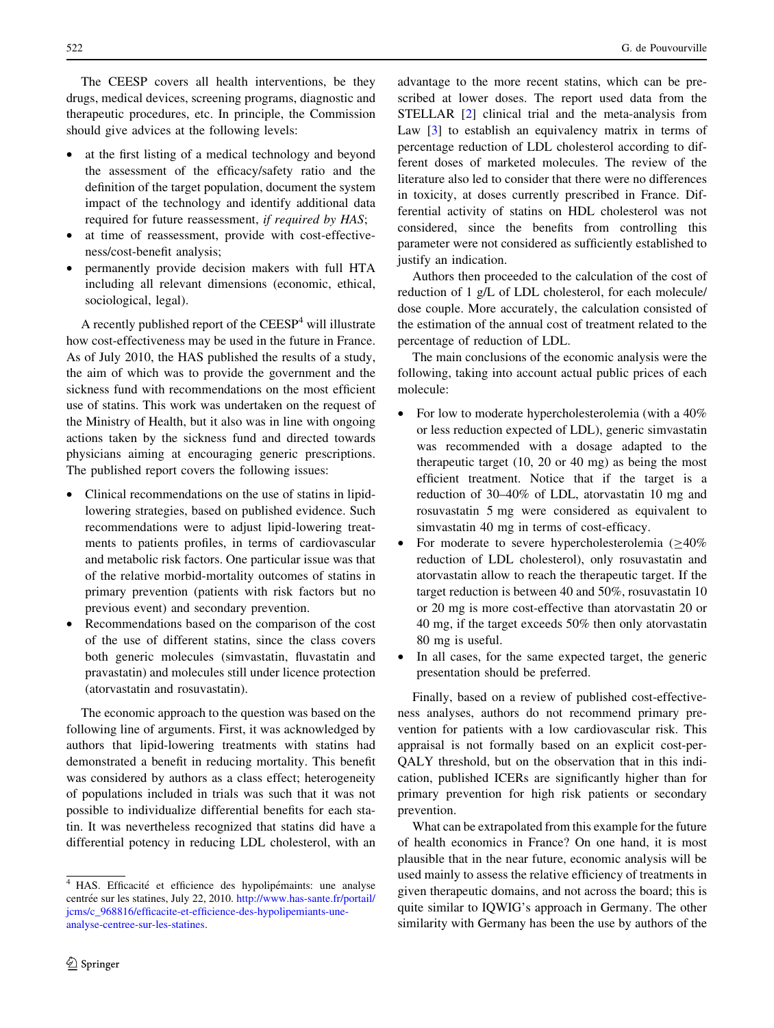The CEESP covers all health interventions, be they drugs, medical devices, screening programs, diagnostic and therapeutic procedures, etc. In principle, the Commission should give advices at the following levels:

- at the first listing of a medical technology and beyond the assessment of the efficacy/safety ratio and the definition of the target population, document the system impact of the technology and identify additional data required for future reassessment, *if required by HAS*;
- at time of reassessment, provide with cost-effectiveness/cost-benefit analysis;
- permanently provide decision makers with full HTA including all relevant dimensions (economic, ethical, sociological, legal).

A recently published report of the CEESP[4] will illustrate how cost-effectiveness may be used in the future in France. As of July 2010, the HAS published the results of a study, the aim of which was to provide the government and the sickness fund with recommendations on the most efficient use of statins. This work was undertaken on the request of the Ministry of Health, but it also was in line with ongoing actions taken by the sickness fund and directed towards physicians aiming at encouraging generic prescriptions. The published report covers the following issues:

- Clinical recommendations on the use of statins in lipid-lowering strategies, based on published evidence. Such recommendations were to adjust lipid-lowering treatments to patients profiles, in terms of cardiovascular and metabolic risk factors. One particular issue was that of the relative morbid-mortality outcomes of statins in primary prevention (patients with risk factors but no previous event) and secondary prevention.
- Recommendations based on the comparison of the cost of the use of different statins, since the class covers both generic molecules (simvastatin, fluvastatin and pravastatin) and molecules still under licence protection (atorvastatin and rosuvastatin).

The economic approach to the question was based on the following line of arguments. First, it was acknowledged by authors that lipid-lowering treatments with statins had demonstrated a benefit in reducing mortality. This benefit was considered by authors as a class effect; heterogeneity of populations included in trials was such that it was not possible to individualize differential benefits for each statin. It was nevertheless recognized that statins did have a differential potency in reducing LDL cholesterol, with an advantage to the more recent statins, which can be prescribed at lower doses. The report used data from the STELLAR [2] clinical trial and the meta-analysis from Law [3] to establish an equivalency matrix in terms of percentage reduction of LDL cholesterol according to different doses of marketed molecules. The review of the literature also led to consider that there were no differences in toxicity, at doses currently prescribed in France. Differential activity of statins on HDL cholesterol was not considered, since the benefits from controlling this parameter were not considered as sufficiently established to justify an indication.

Authors then proceeded to the calculation of the cost of reduction of 1 g/L of LDL cholesterol, for each molecule/dose couple. More accurately, the calculation consisted of the estimation of the annual cost of treatment related to the percentage of reduction of LDL.

The main conclusions of the economic analysis were the following, taking into account actual public prices of each molecule:

- For low to moderate hypercholesterolemia (with a 40% or less reduction expected of LDL), generic simvastatin was recommended with a dosage adapted to the therapeutic target (10, 20 or 40 mg) as being the most efficient treatment. Notice that if the target is a reduction of 30–40% of LDL, atorvastatin 10 mg and rosuvastatin 5 mg were considered as equivalent to simvastatin 40 mg in terms of cost-efficacy.
- For moderate to severe hypercholesterolemia ($\geq$40% reduction of LDL cholesterol), only rosuvastatin and atorvastatin allow to reach the therapeutic target. If the target reduction is between 40 and 50%, rosuvastatin 10 or 20 mg is more cost-effective than atorvastatin 20 or 40 mg, if the target exceeds 50% then only atorvastatin 80 mg is useful.
- In all cases, for the same expected target, the generic presentation should be preferred.

Finally, based on a review of published cost-effectiveness analyses, authors do not recommend primary prevention for patients with a low cardiovascular risk. This appraisal is not formally based on an explicit cost-per-QALY threshold, but on the observation that in this indication, published ICERs are significantly higher than for primary prevention for high risk patients or secondary prevention.

What can be extrapolated from this example for the future of health economics in France? On one hand, it is most plausible that in the near future, economic analysis will be used mainly to assess the relative efficiency of treatments in given therapeutic domains, and not across the board; this is quite similar to IQWIG's approach in Germany. The other similarity with Germany has been the use by authors of the

[4] HAS. Efficacité et efficience des hypolipémaints: une analyse centrée sur les statines, July 22, 2010. http://www.has-sante.fr/portail/jcms/c_968816/efficacite-et-efficience-des-hypolipemiants-une-analyse-centree-sur-les-statines.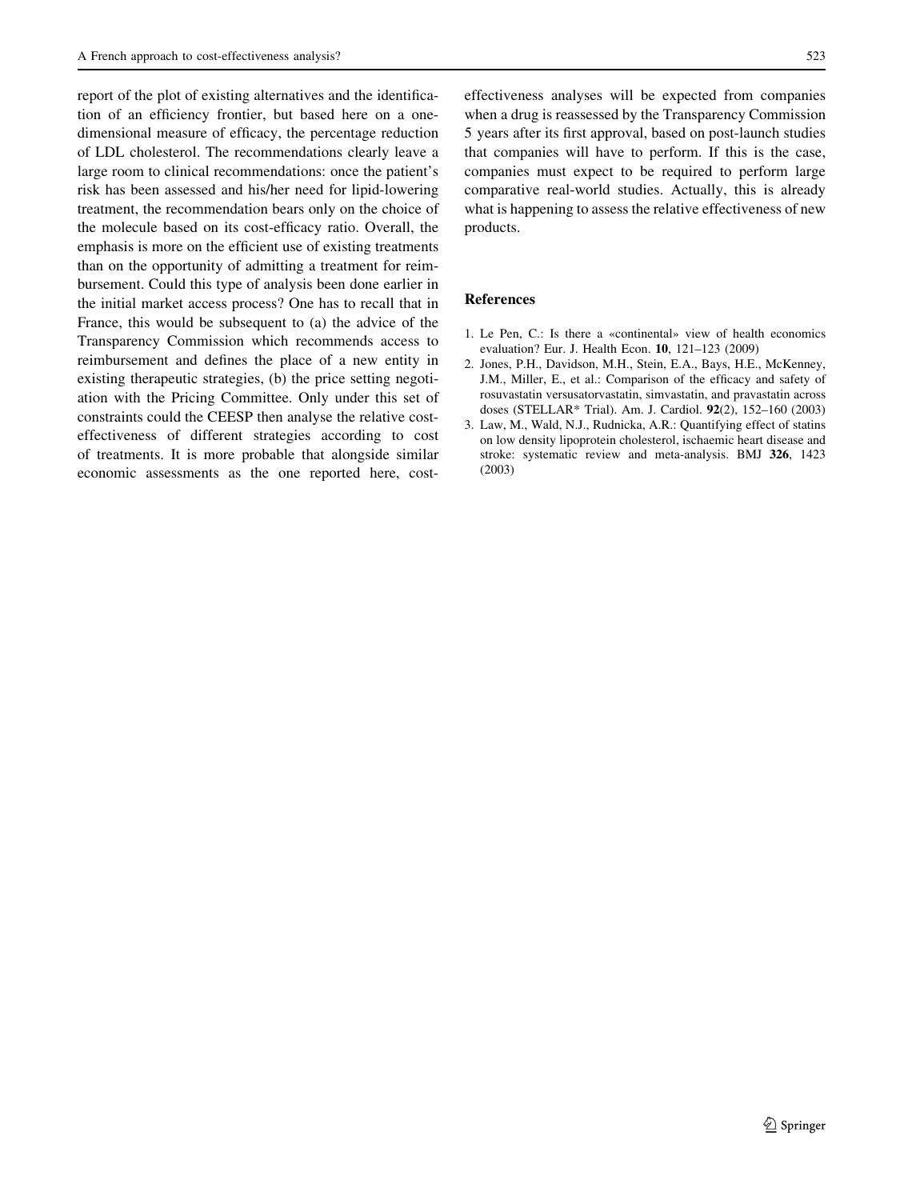report of the plot of existing alternatives and the identification of an efficiency frontier, but based here on a one-dimensional measure of efficacy, the percentage reduction of LDL cholesterol. The recommendations clearly leave a large room to clinical recommendations: once the patient's risk has been assessed and his/her need for lipid-lowering treatment, the recommendation bears only on the choice of the molecule based on its cost-efficacy ratio. Overall, the emphasis is more on the efficient use of existing treatments than on the opportunity of admitting a treatment for reimbursement. Could this type of analysis been done earlier in the initial market access process? One has to recall that in France, this would be subsequent to (a) the advice of the Transparency Commission which recommends access to reimbursement and defines the place of a new entity in existing therapeutic strategies, (b) the price setting negotiation with the Pricing Committee. Only under this set of constraints could the CEESP then analyse the relative cost-effectiveness of different strategies according to cost of treatments. It is more probable that alongside similar economic assessments as the one reported here, cost-effectiveness analyses will be expected from companies when a drug is reassessed by the Transparency Commission 5 years after its first approval, based on post-launch studies that companies will have to perform. If this is the case, companies must expect to be required to perform large comparative real-world studies. Actually, this is already what is happening to assess the relative effectiveness of new products.

## References

1. Le Pen, C.: Is there a «continental» view of health economics evaluation? Eur. J. Health Econ. **10**, 121–123 (2009)
2. Jones, P.H., Davidson, M.H., Stein, E.A., Bays, H.E., McKenney, J.M., Miller, E., et al.: Comparison of the efficacy and safety of rosuvastatin versusatorvastatin, simvastatin, and pravastatin across doses (STELLAR* Trial). Am. J. Cardiol. **92**(2), 152–160 (2003)
3. Law, M., Wald, N.J., Rudnicka, A.R.: Quantifying effect of statins on low density lipoprotein cholesterol, ischaemic heart disease and stroke: systematic review and meta-analysis. BMJ **326**, 1423 (2003)